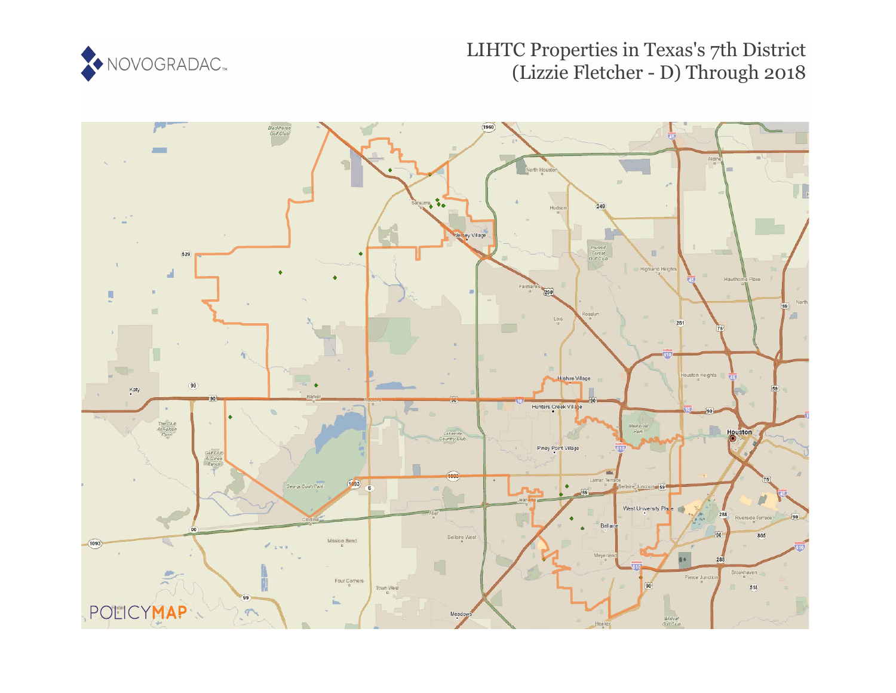# LIHTC Properties in Texas's 7th District (Lizzie Fletcher - D) Through 2018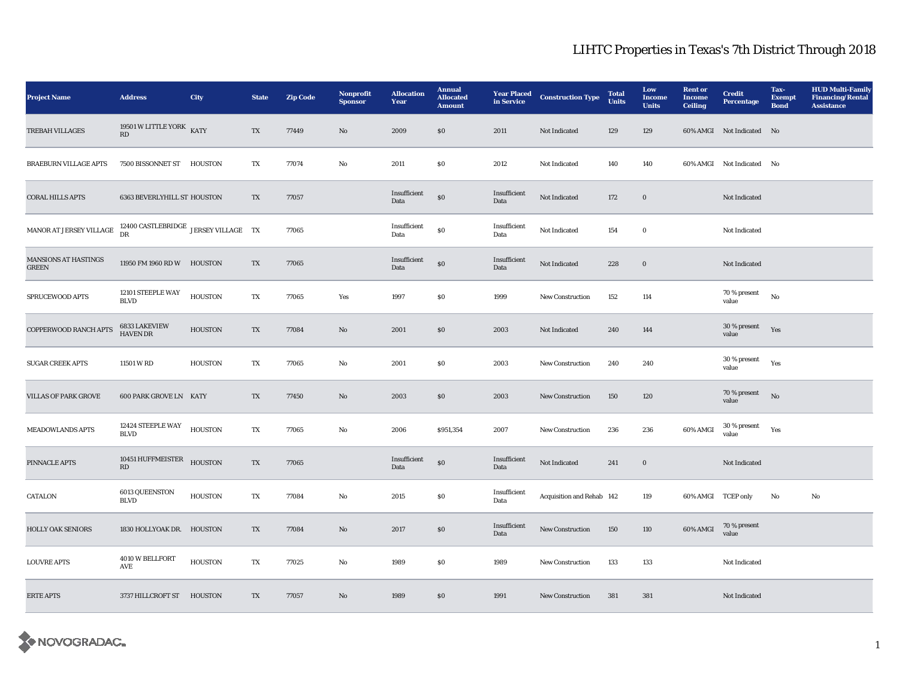# LIHTC Properties in Texas's 7th District Through 2018

| Project Name | Address | City | State | Zip Code | Nonprofit Sponsor | Allocation Year | Annual Allocated Amount | Year Placed in Service | Construction Type | Total Units | Low Income Units | Rent or Income Ceiling | Credit Percentage | Tax-Exempt Bond | HUD Multi-Family Financing/Rental Assistance |
|---|---|---|---|---|---|---|---|---|---|---|---|---|---|---|---|
| TREBAH VILLAGES | 19501 W LITTLE YORK RD | KATY | TX | 77449 | No | 2009 | $0 | 2011 | Not Indicated | 129 | 129 | 60% AMGI | Not Indicated | No | |
| BRAEBURN VILLAGE APTS | 7500 BISSONNET ST | HOUSTON | TX | 77074 | No | 2011 | $0 | 2012 | Not Indicated | 140 | 140 | 60% AMGI | Not Indicated | No | |
| CORAL HILLS APTS | 6363 BEVERLYHILL ST | HOUSTON | TX | 77057 | | Insufficient Data | $0 | Insufficient Data | Not Indicated | 172 | 0 | | Not Indicated | | |
| MANOR AT JERSEY VILLAGE | 12400 CASTLEBRIDGE DR | JERSEY VILLAGE | TX | 77065 | | Insufficient Data | $0 | Insufficient Data | Not Indicated | 154 | 0 | | Not Indicated | | |
| MANSIONS AT HASTINGS GREEN | 11950 FM 1960 RD W | HOUSTON | TX | 77065 | | Insufficient Data | $0 | Insufficient Data | Not Indicated | 228 | 0 | | Not Indicated | | |
| SPRUCEWOOD APTS | 12101 STEEPLE WAY BLVD | HOUSTON | TX | 77065 | Yes | 1997 | $0 | 1999 | New Construction | 152 | 114 | | 70 % present value | No | |
| COPPERWOOD RANCH APTS | 6833 LAKEVIEW HAVEN DR | HOUSTON | TX | 77084 | No | 2001 | $0 | 2003 | Not Indicated | 240 | 144 | | 30 % present value | Yes | |
| SUGAR CREEK APTS | 11501 W RD | HOUSTON | TX | 77065 | No | 2001 | $0 | 2003 | New Construction | 240 | 240 | | 30 % present value | Yes | |
| VILLAS OF PARK GROVE | 600 PARK GROVE LN | KATY | TX | 77450 | No | 2003 | $0 | 2003 | New Construction | 150 | 120 | | 70 % present value | No | |
| MEADOWLANDS APTS | 12424 STEEPLE WAY BLVD | HOUSTON | TX | 77065 | No | 2006 | $951,354 | 2007 | New Construction | 236 | 236 | 60% AMGI | 30 % present value | Yes | |
| PINNACLE APTS | 10451 HUFFMEISTER RD | HOUSTON | TX | 77065 | | Insufficient Data | $0 | Insufficient Data | Not Indicated | 241 | 0 | | Not Indicated | | |
| CATALON | 6013 QUEENSTON BLVD | HOUSTON | TX | 77084 | No | 2015 | $0 | Insufficient Data | Acquisition and Rehab | 142 | 119 | 60% AMGI | TCEP only | No | No |
| HOLLY OAK SENIORS | 1830 HOLLYOAK DR. | HOUSTON | TX | 77084 | No | 2017 | $0 | Insufficient Data | New Construction | 150 | 110 | 60% AMGI | 70 % present value | | |
| LOUVRE APTS | 4010 W BELLFORT AVE | HOUSTON | TX | 77025 | No | 1989 | $0 | 1989 | New Construction | 133 | 133 | | Not Indicated | | |
| ERTE APTS | 3737 HILLCROFT ST | HOUSTON | TX | 77057 | No | 1989 | $0 | 1991 | New Construction | 381 | 381 | | Not Indicated | | |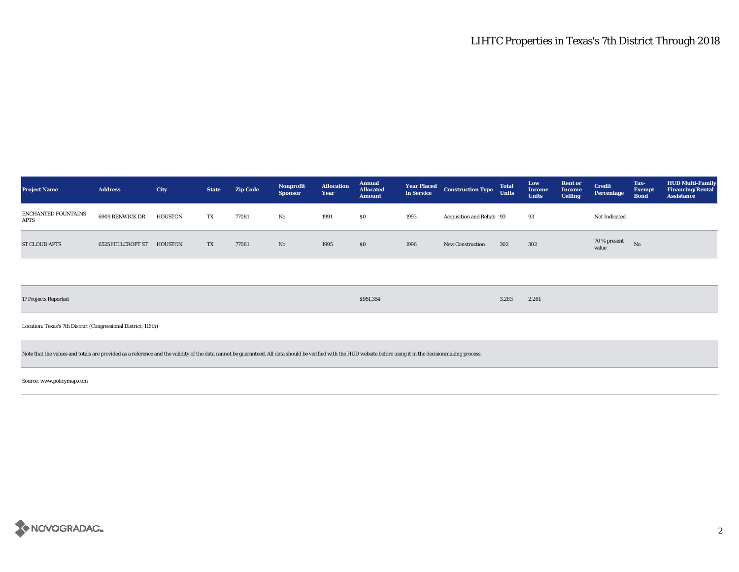| Project Name | Address | City | State | Zip Code | Nonprofit Sponsor | Allocation Year | Annual Allocated Amount | Year Placed in Service | Construction Type | Total Units | Low Income Units | Rent or Income Ceiling | Credit Percentage | Tax-Exempt Bond | HUD Multi-Family Financing/Rental Assistance |
|---|---|---|---|---|---|---|---|---|---|---|---|---|---|---|---|
| ENCHANTED FOUNTAINS APTS | 6909 RENWICK DR | HOUSTON | TX | 77081 | No | 1991 | $0 | 1993 | Acquisition and Rehab | 93 | 93 | | Not Indicated | | |
| ST CLOUD APTS | 6525 HILLCROFT ST | HOUSTON | TX | 77081 | No | 1995 | $0 | 1996 | New Construction | 302 | 302 | | 70 % present value | No | |
| | | | | | | | | | | | | | | | |
| 17 Projects Reported | | | | | | | $951,354 | | | 3,283 | 2,261 | | | | |

Location: Texas's 7th District (Congressional District, 116th)

Note that the values and totals are provided as a reference and the validity of the data cannot be guaranteed. All data should be verified with the HUD website before using it in the decisionmaking process.

Source: www.policymap.com